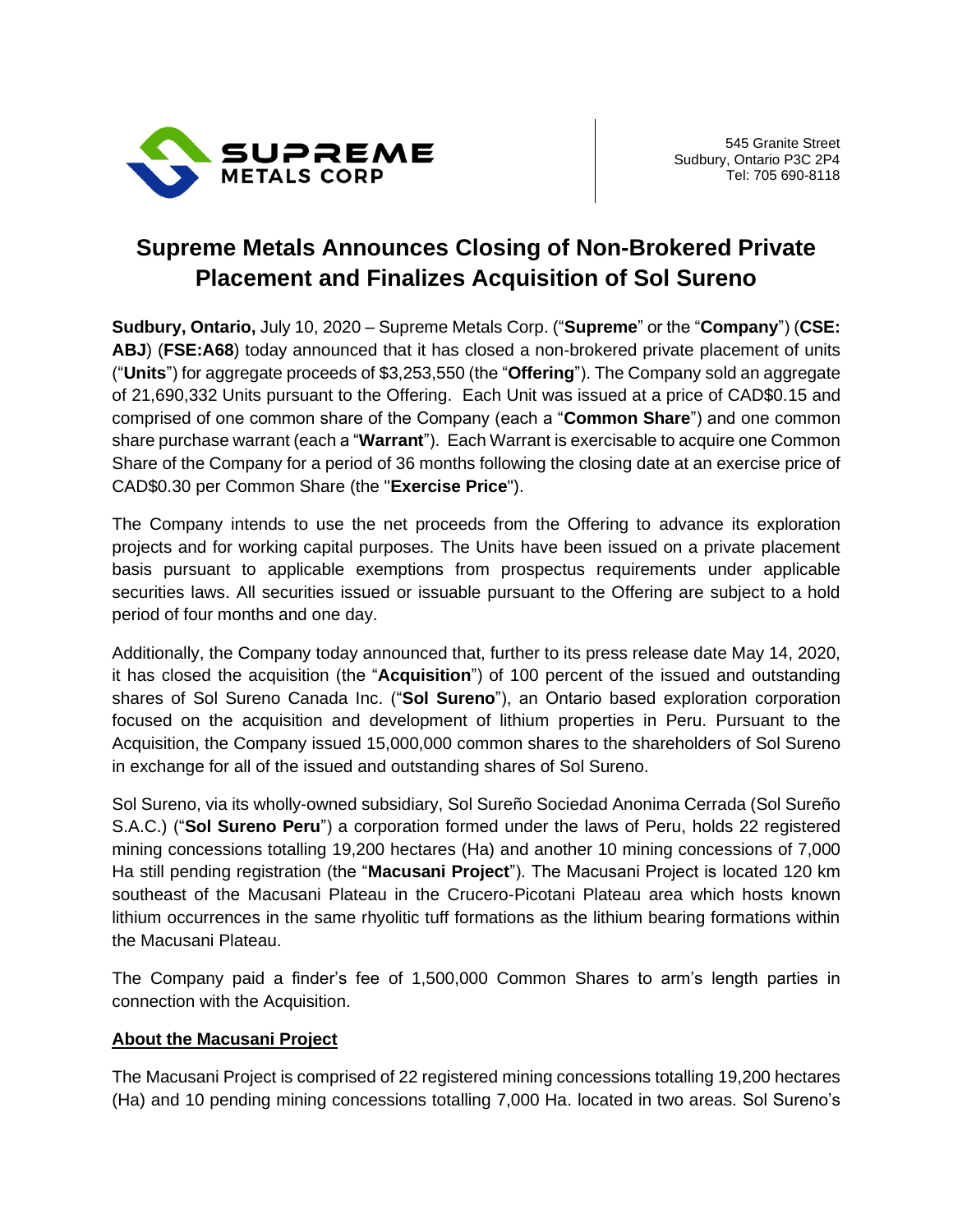545 Granite Street
Sudbury, Ontario P3C 2P4
Tel: 705 690-8118

# Supreme Metals Announces Closing of Non-Brokered Private Placement and Finalizes Acquisition of Sol Sureno

**Sudbury, Ontario,** July 10, 2020 – Supreme Metals Corp. ("**Supreme**" or the "**Company**") (**CSE: ABJ**) (**FSE:A68**) today announced that it has closed a non-brokered private placement of units ("**Units**") for aggregate proceeds of $3,253,550 (the "**Offering**"). The Company sold an aggregate of 21,690,332 Units pursuant to the Offering. Each Unit was issued at a price of CAD$0.15 and comprised of one common share of the Company (each a "**Common Share**") and one common share purchase warrant (each a "**Warrant**"). Each Warrant is exercisable to acquire one Common Share of the Company for a period of 36 months following the closing date at an exercise price of CAD$0.30 per Common Share (the "**Exercise Price**").

The Company intends to use the net proceeds from the Offering to advance its exploration projects and for working capital purposes. The Units have been issued on a private placement basis pursuant to applicable exemptions from prospectus requirements under applicable securities laws. All securities issued or issuable pursuant to the Offering are subject to a hold period of four months and one day.

Additionally, the Company today announced that, further to its press release date May 14, 2020, it has closed the acquisition (the "**Acquisition**") of 100 percent of the issued and outstanding shares of Sol Sureno Canada Inc. ("**Sol Sureno**"), an Ontario based exploration corporation focused on the acquisition and development of lithium properties in Peru. Pursuant to the Acquisition, the Company issued 15,000,000 common shares to the shareholders of Sol Sureno in exchange for all of the issued and outstanding shares of Sol Sureno.

Sol Sureno, via its wholly-owned subsidiary, Sol Sureño Sociedad Anonima Cerrada (Sol Sureño S.A.C.) ("**Sol Sureno Peru**") a corporation formed under the laws of Peru, holds 22 registered mining concessions totalling 19,200 hectares (Ha) and another 10 mining concessions of 7,000 Ha still pending registration (the "**Macusani Project**"). The Macusani Project is located 120 km southeast of the Macusani Plateau in the Crucero-Picotani Plateau area which hosts known lithium occurrences in the same rhyolitic tuff formations as the lithium bearing formations within the Macusani Plateau.

The Company paid a finder's fee of 1,500,000 Common Shares to arm's length parties in connection with the Acquisition.

## About the Macusani Project

The Macusani Project is comprised of 22 registered mining concessions totalling 19,200 hectares (Ha) and 10 pending mining concessions totalling 7,000 Ha. located in two areas. Sol Sureno's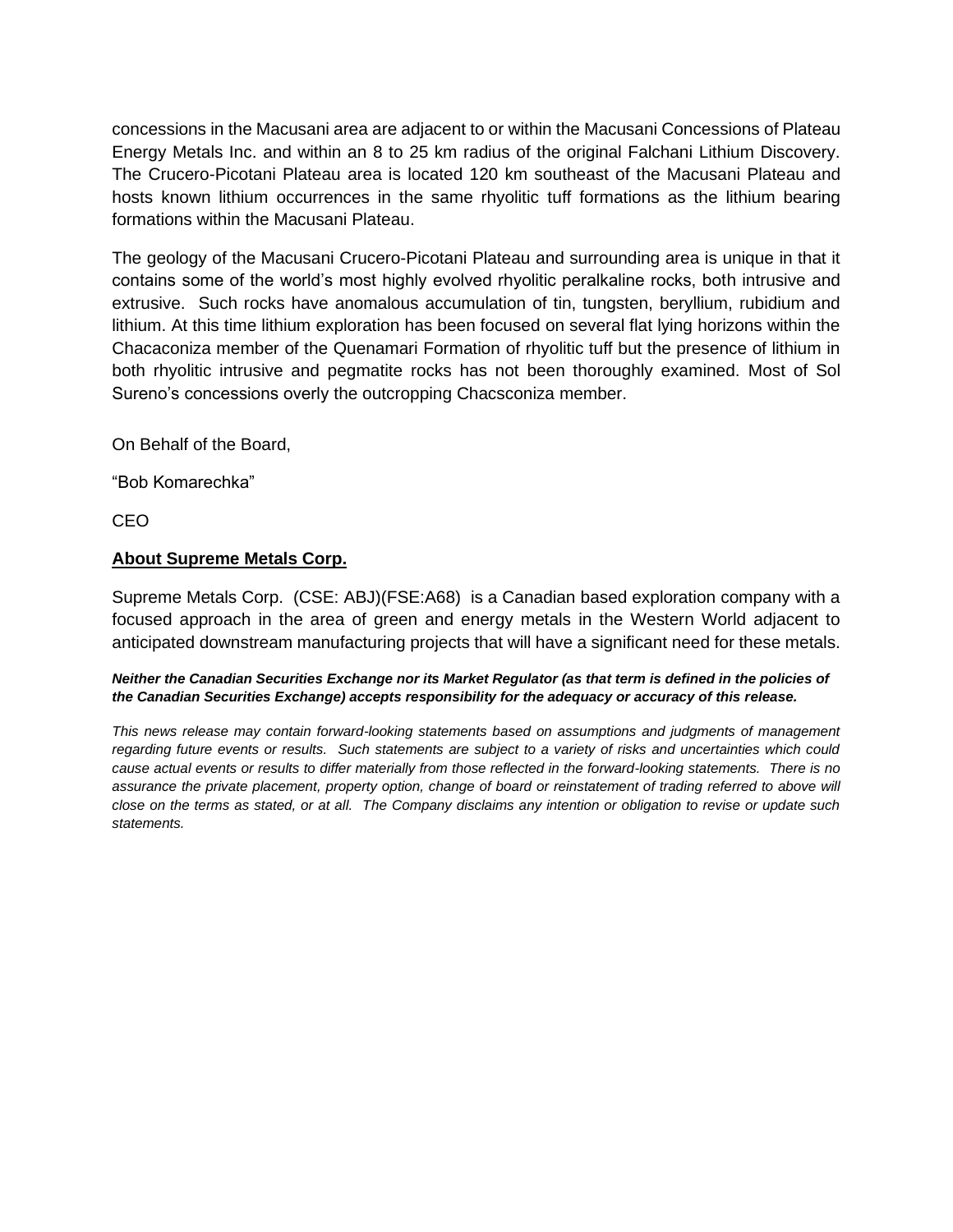concessions in the Macusani area are adjacent to or within the Macusani Concessions of Plateau Energy Metals Inc. and within an 8 to 25 km radius of the original Falchani Lithium Discovery. The Crucero-Picotani Plateau area is located 120 km southeast of the Macusani Plateau and hosts known lithium occurrences in the same rhyolitic tuff formations as the lithium bearing formations within the Macusani Plateau.

The geology of the Macusani Crucero-Picotani Plateau and surrounding area is unique in that it contains some of the world's most highly evolved rhyolitic peralkaline rocks, both intrusive and extrusive. Such rocks have anomalous accumulation of tin, tungsten, beryllium, rubidium and lithium. At this time lithium exploration has been focused on several flat lying horizons within the Chacaconiza member of the Quenamari Formation of rhyolitic tuff but the presence of lithium in both rhyolitic intrusive and pegmatite rocks has not been thoroughly examined. Most of Sol Sureno's concessions overly the outcropping Chacsconiza member.

On Behalf of the Board,

"Bob Komarechka"

CEO

## About Supreme Metals Corp.

Supreme Metals Corp. (CSE: ABJ)(FSE:A68) is a Canadian based exploration company with a focused approach in the area of green and energy metals in the Western World adjacent to anticipated downstream manufacturing projects that will have a significant need for these metals.

***Neither the Canadian Securities Exchange nor its Market Regulator (as that term is defined in the policies of the Canadian Securities Exchange) accepts responsibility for the adequacy or accuracy of this release.***

*This news release may contain forward-looking statements based on assumptions and judgments of management regarding future events or results. Such statements are subject to a variety of risks and uncertainties which could cause actual events or results to differ materially from those reflected in the forward-looking statements. There is no assurance the private placement, property option, change of board or reinstatement of trading referred to above will close on the terms as stated, or at all. The Company disclaims any intention or obligation to revise or update such statements.*